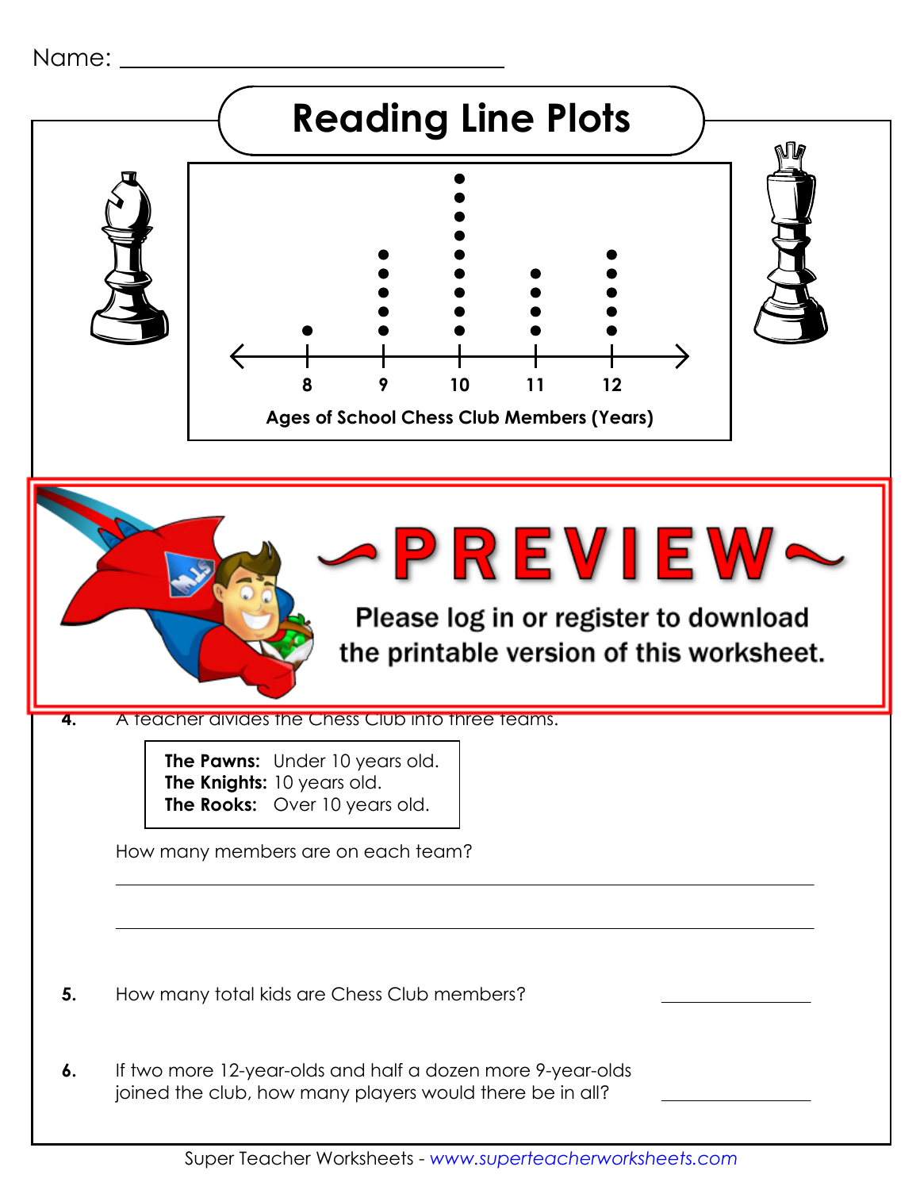Name: ______________________________

# Reading Line Plots

Ages of School Chess Club Members (Years)

| Age | 8 | 9 | 10 | 11 | 12 |
|---|---|---|---|---|---|
| Number of members | 1 | 5 | 9 | 4 | 5 |

~PREVIEW~

Please log in or register to download the printable version of this worksheet.

**4.** A teacher divides the Chess Club into three teams.

**The Pawns:** Under 10 years old.
**The Knights:** 10 years old.
**The Rooks:** Over 10 years old.

How many members are on each team?

______________________________________________

______________________________________________

**5.** How many total kids are Chess Club members? ____________

**6.** If two more 12-year-olds and half a dozen more 9-year-olds joined the club, how many players would there be in all? ____________

Super Teacher Worksheets - *www.superteacherworksheets.com*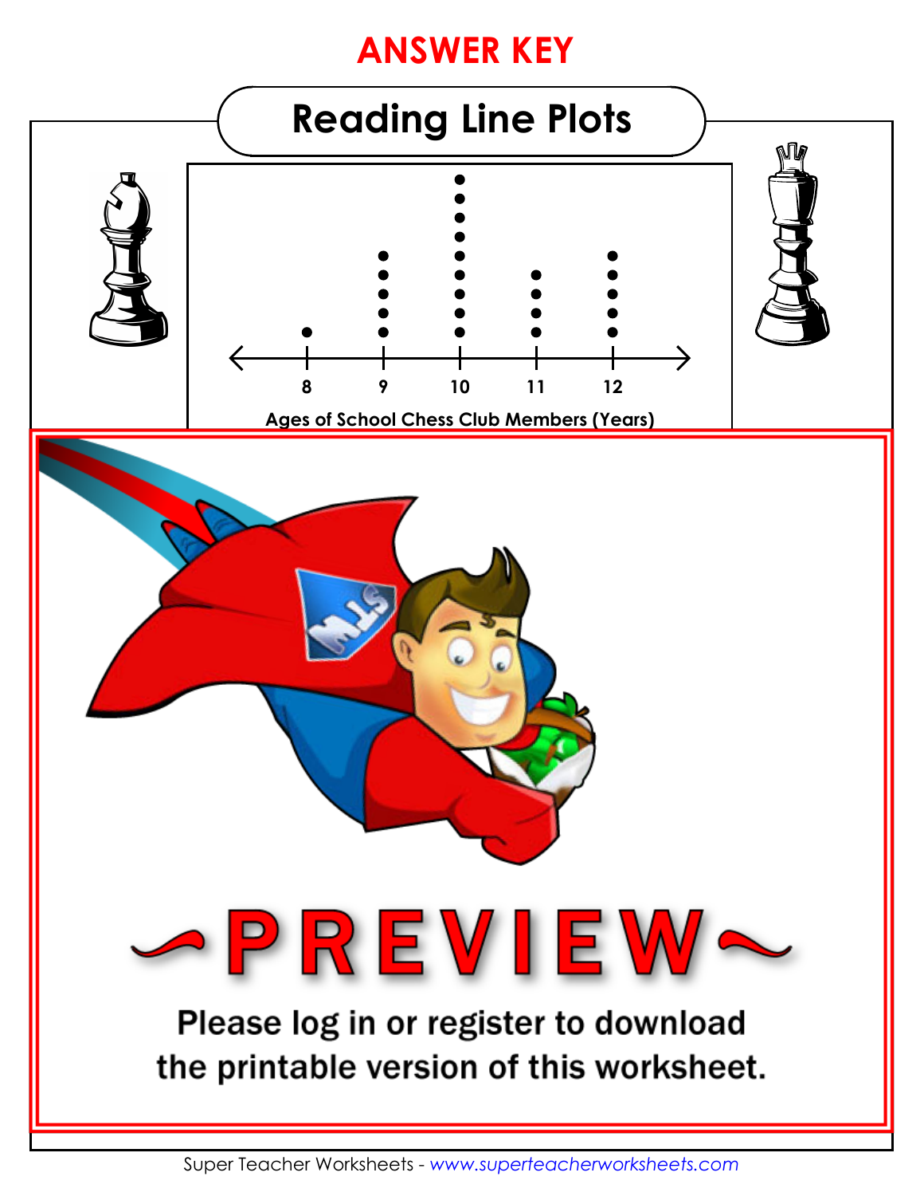ANSWER KEY

# Reading Line Plots

8
9
10
11
12

Ages of School Chess Club Members (Years)

~PREVIEW~

Please log in or register to download the printable version of this worksheet.